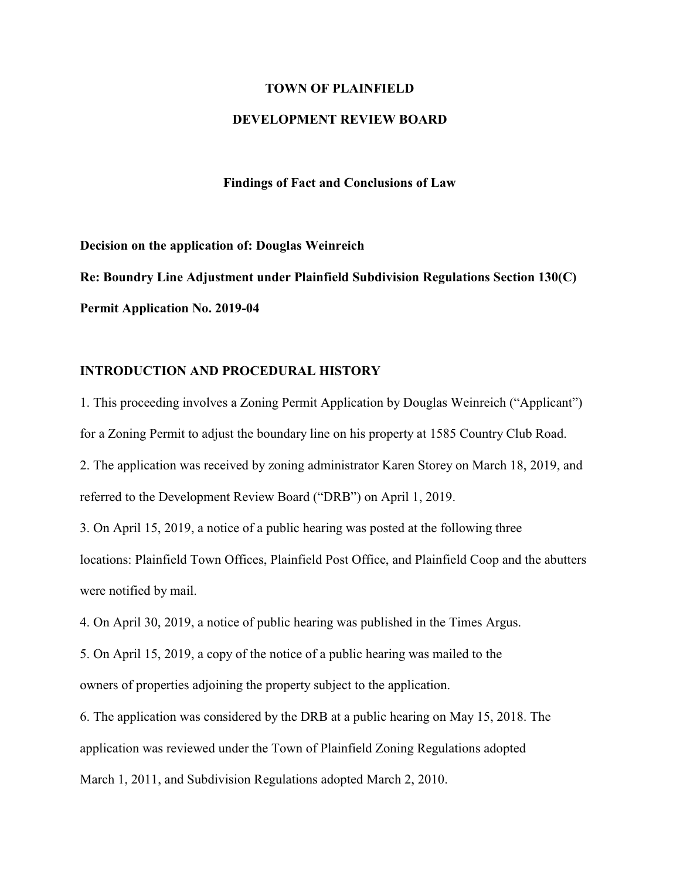# TOWN OF PLAINFIELD

# DEVELOPMENT REVIEW BOARD

## Findings of Fact and Conclusions of Law

**Decision on the application of: Douglas Weinreich**

**Re: Boundry Line Adjustment under Plainfield Subdivision Regulations Section 130(C)**

**Permit Application No. 2019-04**

## INTRODUCTION AND PROCEDURAL HISTORY

1. This proceeding involves a Zoning Permit Application by Douglas Weinreich ("Applicant") for a Zoning Permit to adjust the boundary line on his property at 1585 Country Club Road.

2. The application was received by zoning administrator Karen Storey on March 18, 2019, and referred to the Development Review Board ("DRB") on April 1, 2019.

3. On April 15, 2019, a notice of a public hearing was posted at the following three locations: Plainfield Town Offices, Plainfield Post Office, and Plainfield Coop and the abutters were notified by mail.

4. On April 30, 2019, a notice of public hearing was published in the Times Argus.

5. On April 15, 2019, a copy of the notice of a public hearing was mailed to the owners of properties adjoining the property subject to the application.

6. The application was considered by the DRB at a public hearing on May 15, 2018. The application was reviewed under the Town of Plainfield Zoning Regulations adopted March 1, 2011, and Subdivision Regulations adopted March 2, 2010.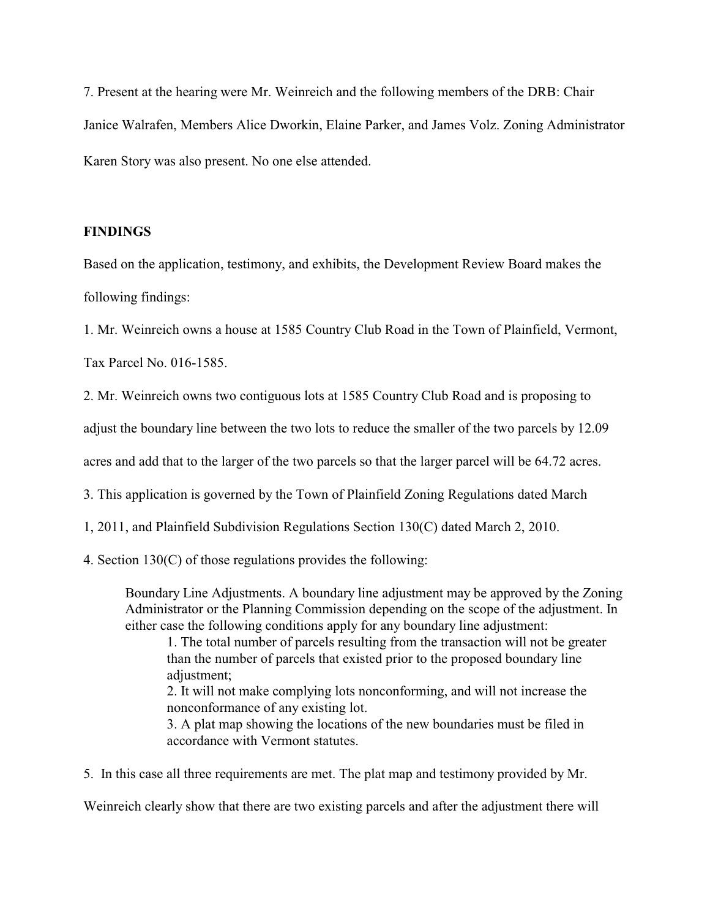7. Present at the hearing were Mr. Weinreich and the following members of the DRB: Chair Janice Walrafen, Members Alice Dworkin, Elaine Parker, and James Volz. Zoning Administrator Karen Story was also present. No one else attended.

**FINDINGS**

Based on the application, testimony, and exhibits, the Development Review Board makes the following findings:

1. Mr. Weinreich owns a house at 1585 Country Club Road in the Town of Plainfield, Vermont, Tax Parcel No. 016-1585.

2. Mr. Weinreich owns two contiguous lots at 1585 Country Club Road and is proposing to adjust the boundary line between the two lots to reduce the smaller of the two parcels by 12.09 acres and add that to the larger of the two parcels so that the larger parcel will be 64.72 acres.

3. This application is governed by the Town of Plainfield Zoning Regulations dated March 1, 2011, and Plainfield Subdivision Regulations Section 130(C) dated March 2, 2010.

4. Section 130(C) of those regulations provides the following:

> Boundary Line Adjustments. A boundary line adjustment may be approved by the Zoning Administrator or the Planning Commission depending on the scope of the adjustment. In either case the following conditions apply for any boundary line adjustment:
>
> 1. The total number of parcels resulting from the transaction will not be greater than the number of parcels that existed prior to the proposed boundary line adjustment;
> 2. It will not make complying lots nonconforming, and will not increase the nonconformance of any existing lot.
> 3. A plat map showing the locations of the new boundaries must be filed in accordance with Vermont statutes.

5. In this case all three requirements are met. The plat map and testimony provided by Mr. Weinreich clearly show that there are two existing parcels and after the adjustment there will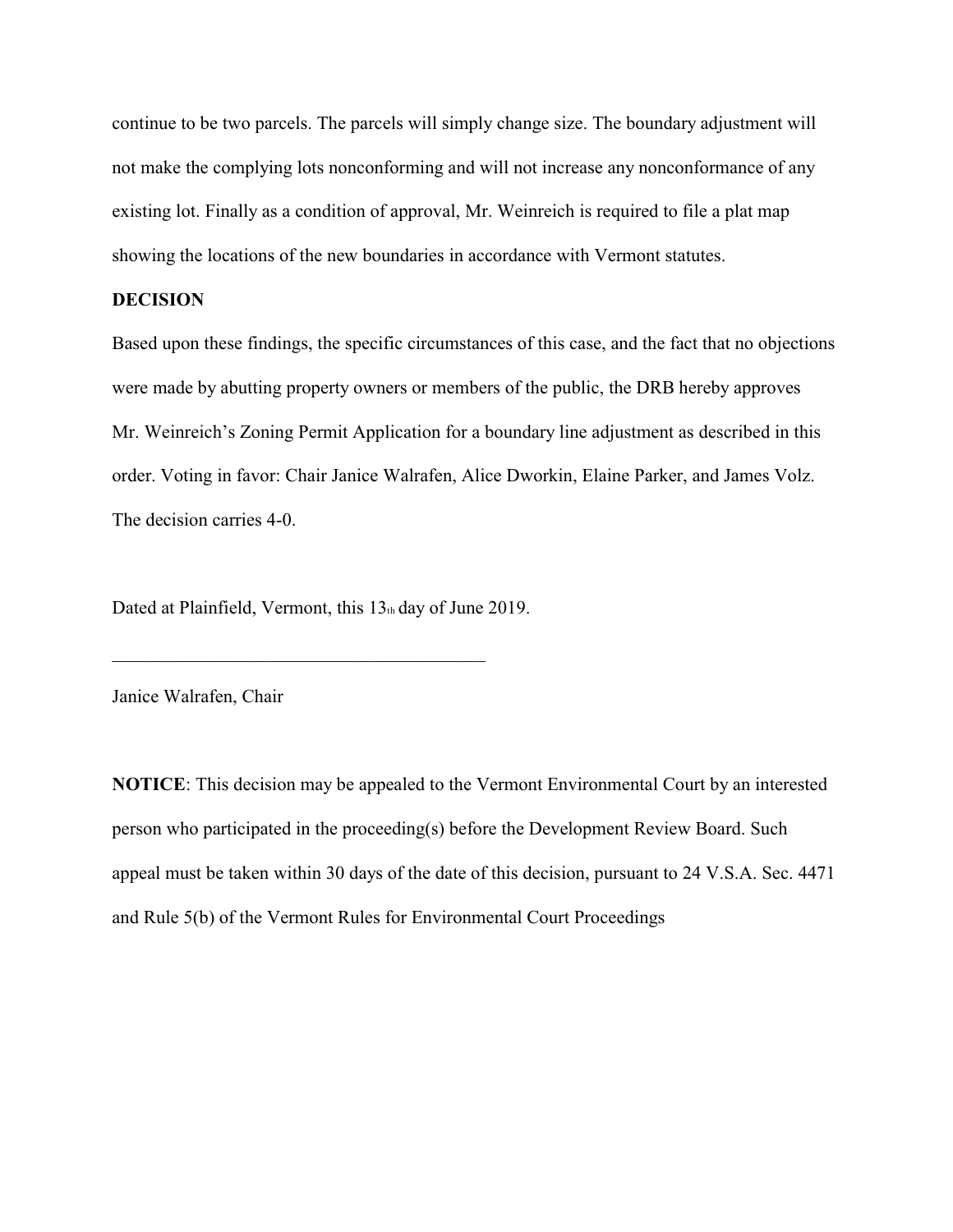continue to be two parcels. The parcels will simply change size. The boundary adjustment will not make the complying lots nonconforming and will not increase any nonconformance of any existing lot. Finally as a condition of approval, Mr. Weinreich is required to file a plat map showing the locations of the new boundaries in accordance with Vermont statutes.

**DECISION**

Based upon these findings, the specific circumstances of this case, and the fact that no objections were made by abutting property owners or members of the public, the DRB hereby approves Mr. Weinreich's Zoning Permit Application for a boundary line adjustment as described in this order. Voting in favor: Chair Janice Walrafen, Alice Dworkin, Elaine Parker, and James Volz. The decision carries 4-0.

Dated at Plainfield, Vermont, this 13th day of June 2019.

\_\_\_\_\_\_\_\_\_\_\_\_\_\_\_\_\_\_\_\_\_\_\_\_\_\_\_\_\_\_\_\_\_\_\_\_\_\_\_\_\_

Janice Walrafen, Chair

**NOTICE**: This decision may be appealed to the Vermont Environmental Court by an interested person who participated in the proceeding(s) before the Development Review Board. Such appeal must be taken within 30 days of the date of this decision, pursuant to 24 V.S.A. Sec. 4471 and Rule 5(b) of the Vermont Rules for Environmental Court Proceedings